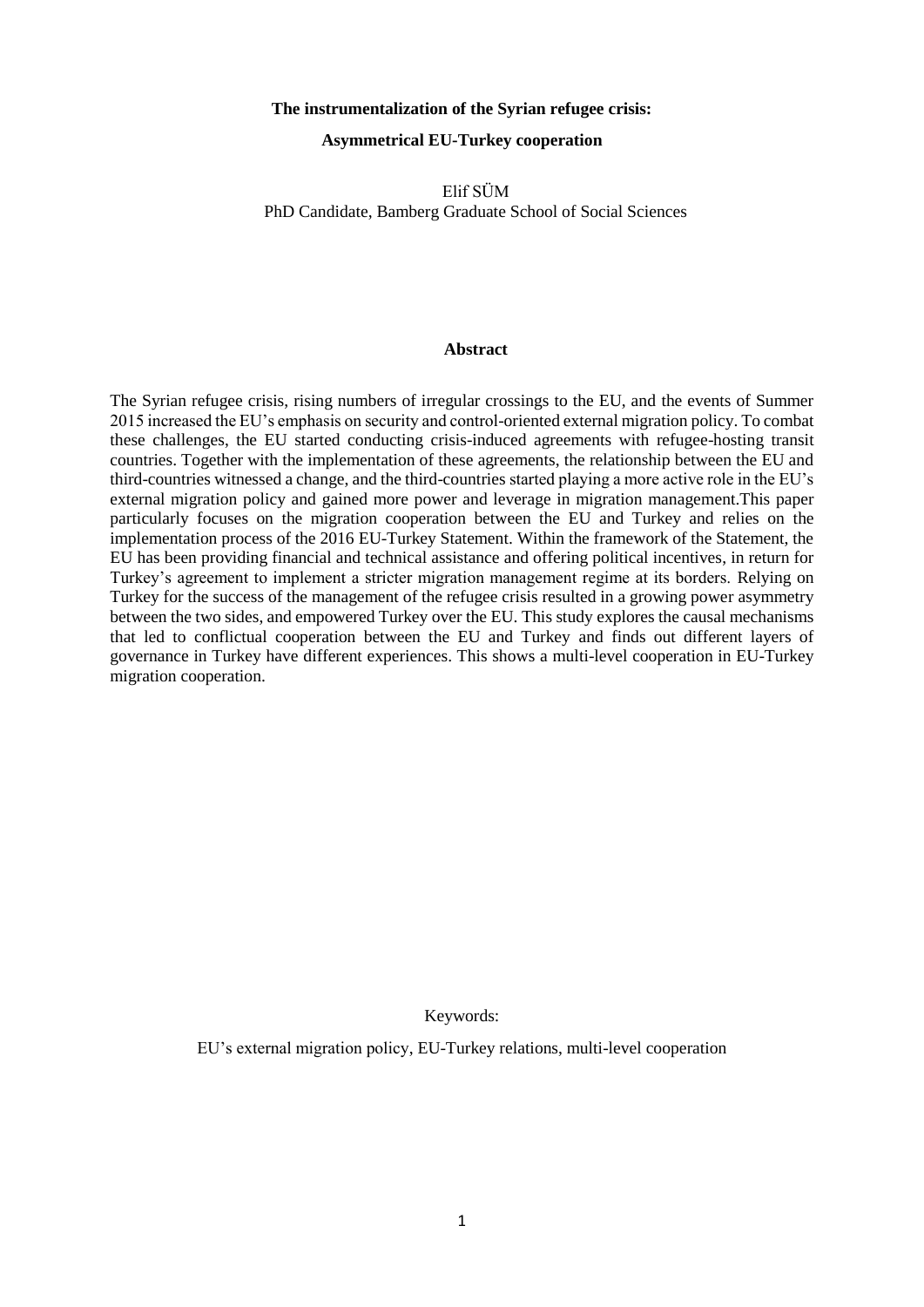**The instrumentalization of the Syrian refugee crisis:**

**Asymmetrical EU-Turkey cooperation**

Elif SÜM

PhD Candidate, Bamberg Graduate School of Social Sciences

## Abstract

The Syrian refugee crisis, rising numbers of irregular crossings to the EU, and the events of Summer 2015 increased the EU's emphasis on security and control-oriented external migration policy. To combat these challenges, the EU started conducting crisis-induced agreements with refugee-hosting transit countries. Together with the implementation of these agreements, the relationship between the EU and third-countries witnessed a change, and the third-countries started playing a more active role in the EU's external migration policy and gained more power and leverage in migration management.This paper particularly focuses on the migration cooperation between the EU and Turkey and relies on the implementation process of the 2016 EU-Turkey Statement. Within the framework of the Statement, the EU has been providing financial and technical assistance and offering political incentives, in return for Turkey's agreement to implement a stricter migration management regime at its borders. Relying on Turkey for the success of the management of the refugee crisis resulted in a growing power asymmetry between the two sides, and empowered Turkey over the EU. This study explores the causal mechanisms that led to conflictual cooperation between the EU and Turkey and finds out different layers of governance in Turkey have different experiences. This shows a multi-level cooperation in EU-Turkey migration cooperation.

Keywords:

EU's external migration policy, EU-Turkey relations, multi-level cooperation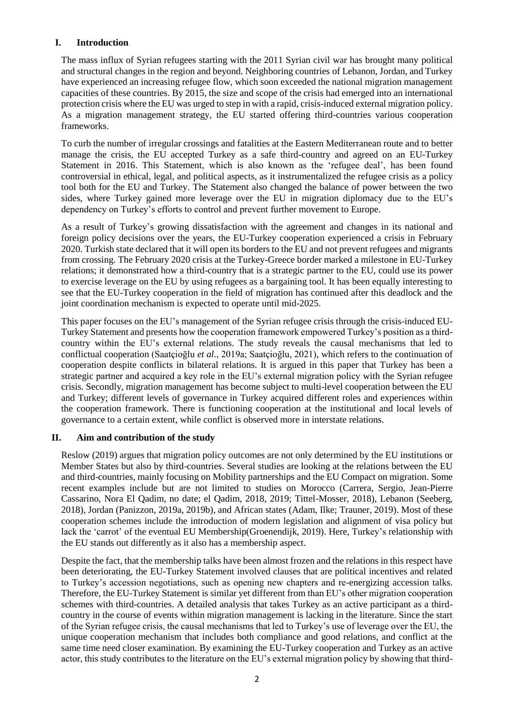## I. Introduction

The mass influx of Syrian refugees starting with the 2011 Syrian civil war has brought many political and structural changes in the region and beyond. Neighboring countries of Lebanon, Jordan, and Turkey have experienced an increasing refugee flow, which soon exceeded the national migration management capacities of these countries. By 2015, the size and scope of the crisis had emerged into an international protection crisis where the EU was urged to step in with a rapid, crisis-induced external migration policy. As a migration management strategy, the EU started offering third-countries various cooperation frameworks.

To curb the number of irregular crossings and fatalities at the Eastern Mediterranean route and to better manage the crisis, the EU accepted Turkey as a safe third-country and agreed on an EU-Turkey Statement in 2016. This Statement, which is also known as the 'refugee deal', has been found controversial in ethical, legal, and political aspects, as it instrumentalized the refugee crisis as a policy tool both for the EU and Turkey. The Statement also changed the balance of power between the two sides, where Turkey gained more leverage over the EU in migration diplomacy due to the EU's dependency on Turkey's efforts to control and prevent further movement to Europe.

As a result of Turkey's growing dissatisfaction with the agreement and changes in its national and foreign policy decisions over the years, the EU-Turkey cooperation experienced a crisis in February 2020. Turkish state declared that it will open its borders to the EU and not prevent refugees and migrants from crossing. The February 2020 crisis at the Turkey-Greece border marked a milestone in EU-Turkey relations; it demonstrated how a third-country that is a strategic partner to the EU, could use its power to exercise leverage on the EU by using refugees as a bargaining tool. It has been equally interesting to see that the EU-Turkey cooperation in the field of migration has continued after this deadlock and the joint coordination mechanism is expected to operate until mid-2025.

This paper focuses on the EU's management of the Syrian refugee crisis through the crisis-induced EU-Turkey Statement and presents how the cooperation framework empowered Turkey's position as a third-country within the EU's external relations. The study reveals the causal mechanisms that led to conflictual cooperation (Saatçioğlu *et al*., 2019a; Saatçioğlu, 2021), which refers to the continuation of cooperation despite conflicts in bilateral relations. It is argued in this paper that Turkey has been a strategic partner and acquired a key role in the EU's external migration policy with the Syrian refugee crisis. Secondly, migration management has become subject to multi-level cooperation between the EU and Turkey; different levels of governance in Turkey acquired different roles and experiences within the cooperation framework. There is functioning cooperation at the institutional and local levels of governance to a certain extent, while conflict is observed more in interstate relations.

## II. Aim and contribution of the study

Reslow (2019) argues that migration policy outcomes are not only determined by the EU institutions or Member States but also by third-countries. Several studies are looking at the relations between the EU and third-countries, mainly focusing on Mobility partnerships and the EU Compact on migration. Some recent examples include but are not limited to studies on Morocco (Carrera, Sergio, Jean-Pierre Cassarino, Nora El Qadim, no date; el Qadim, 2018, 2019; Tittel-Mosser, 2018), Lebanon (Seeberg, 2018), Jordan (Panizzon, 2019a, 2019b), and African states (Adam, Ilke; Trauner, 2019). Most of these cooperation schemes include the introduction of modern legislation and alignment of visa policy but lack the 'carrot' of the eventual EU Membership(Groenendijk, 2019). Here, Turkey's relationship with the EU stands out differently as it also has a membership aspect.

Despite the fact, that the membership talks have been almost frozen and the relations in this respect have been deteriorating, the EU-Turkey Statement involved clauses that are political incentives and related to Turkey's accession negotiations, such as opening new chapters and re-energizing accession talks. Therefore, the EU-Turkey Statement is similar yet different from than EU's other migration cooperation schemes with third-countries. A detailed analysis that takes Turkey as an active participant as a third-country in the course of events within migration management is lacking in the literature. Since the start of the Syrian refugee crisis, the causal mechanisms that led to Turkey's use of leverage over the EU, the unique cooperation mechanism that includes both compliance and good relations, and conflict at the same time need closer examination. By examining the EU-Turkey cooperation and Turkey as an active actor, this study contributes to the literature on the EU's external migration policy by showing that third-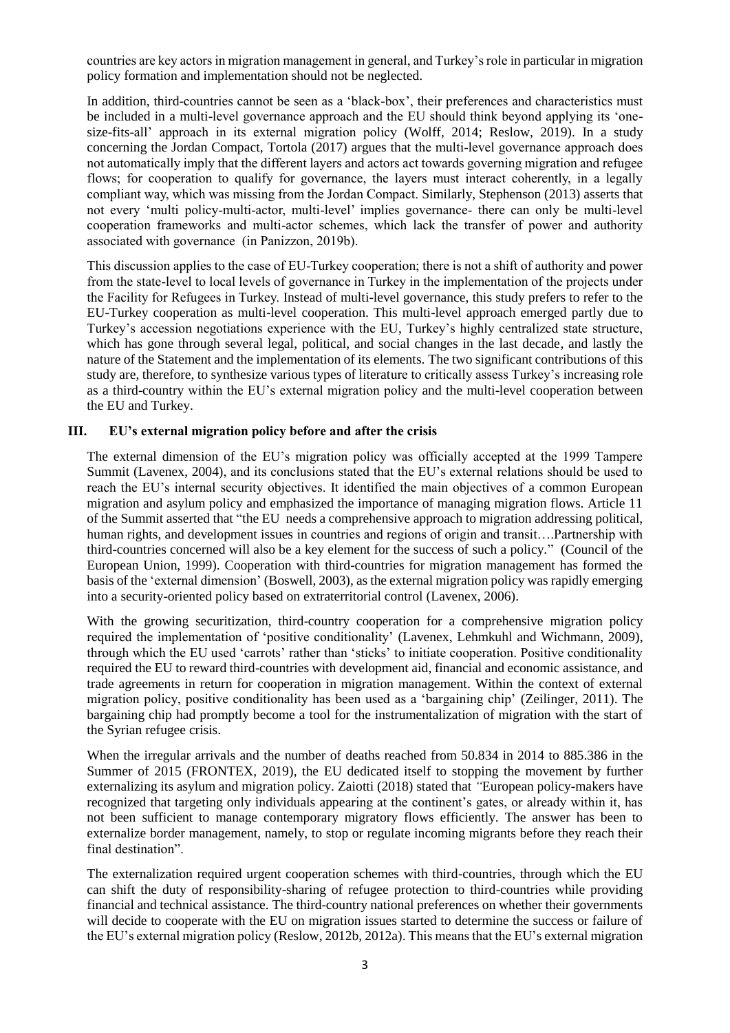countries are key actors in migration management in general, and Turkey's role in particular in migration policy formation and implementation should not be neglected.

In addition, third-countries cannot be seen as a 'black-box', their preferences and characteristics must be included in a multi-level governance approach and the EU should think beyond applying its 'one-size-fits-all' approach in its external migration policy (Wolff, 2014; Reslow, 2019). In a study concerning the Jordan Compact, Tortola (2017) argues that the multi-level governance approach does not automatically imply that the different layers and actors act towards governing migration and refugee flows; for cooperation to qualify for governance, the layers must interact coherently, in a legally compliant way, which was missing from the Jordan Compact. Similarly, Stephenson (2013) asserts that not every 'multi policy-multi-actor, multi-level' implies governance- there can only be multi-level cooperation frameworks and multi-actor schemes, which lack the transfer of power and authority associated with governance (in Panizzon, 2019b).

This discussion applies to the case of EU-Turkey cooperation; there is not a shift of authority and power from the state-level to local levels of governance in Turkey in the implementation of the projects under the Facility for Refugees in Turkey. Instead of multi-level governance, this study prefers to refer to the EU-Turkey cooperation as multi-level cooperation. This multi-level approach emerged partly due to Turkey's accession negotiations experience with the EU, Turkey's highly centralized state structure, which has gone through several legal, political, and social changes in the last decade, and lastly the nature of the Statement and the implementation of its elements. The two significant contributions of this study are, therefore, to synthesize various types of literature to critically assess Turkey's increasing role as a third-country within the EU's external migration policy and the multi-level cooperation between the EU and Turkey.

## III. EU's external migration policy before and after the crisis

The external dimension of the EU's migration policy was officially accepted at the 1999 Tampere Summit (Lavenex, 2004), and its conclusions stated that the EU's external relations should be used to reach the EU's internal security objectives. It identified the main objectives of a common European migration and asylum policy and emphasized the importance of managing migration flows. Article 11 of the Summit asserted that "the EU needs a comprehensive approach to migration addressing political, human rights, and development issues in countries and regions of origin and transit….Partnership with third-countries concerned will also be a key element for the success of such a policy." (Council of the European Union, 1999). Cooperation with third-countries for migration management has formed the basis of the 'external dimension' (Boswell, 2003), as the external migration policy was rapidly emerging into a security-oriented policy based on extraterritorial control (Lavenex, 2006).

With the growing securitization, third-country cooperation for a comprehensive migration policy required the implementation of 'positive conditionality' (Lavenex, Lehmkuhl and Wichmann, 2009), through which the EU used 'carrots' rather than 'sticks' to initiate cooperation. Positive conditionality required the EU to reward third-countries with development aid, financial and economic assistance, and trade agreements in return for cooperation in migration management. Within the context of external migration policy, positive conditionality has been used as a 'bargaining chip' (Zeilinger, 2011). The bargaining chip had promptly become a tool for the instrumentalization of migration with the start of the Syrian refugee crisis.

When the irregular arrivals and the number of deaths reached from 50.834 in 2014 to 885.386 in the Summer of 2015 (FRONTEX, 2019), the EU dedicated itself to stopping the movement by further externalizing its asylum and migration policy. Zaiotti (2018) stated that *"*European policy-makers have recognized that targeting only individuals appearing at the continent's gates, or already within it, has not been sufficient to manage contemporary migratory flows efficiently. The answer has been to externalize border management, namely, to stop or regulate incoming migrants before they reach their final destination".

The externalization required urgent cooperation schemes with third-countries, through which the EU can shift the duty of responsibility-sharing of refugee protection to third-countries while providing financial and technical assistance. The third-country national preferences on whether their governments will decide to cooperate with the EU on migration issues started to determine the success or failure of the EU's external migration policy (Reslow, 2012b, 2012a). This means that the EU's external migration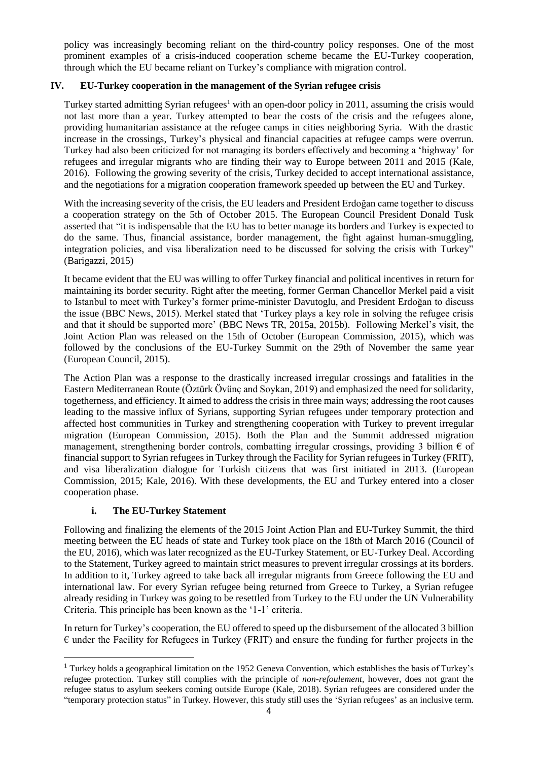policy was increasingly becoming reliant on the third-country policy responses. One of the most prominent examples of a crisis-induced cooperation scheme became the EU-Turkey cooperation, through which the EU became reliant on Turkey's compliance with migration control.

## IV. EU-Turkey cooperation in the management of the Syrian refugee crisis

Turkey started admitting Syrian refugees[1] with an open-door policy in 2011, assuming the crisis would not last more than a year. Turkey attempted to bear the costs of the crisis and the refugees alone, providing humanitarian assistance at the refugee camps in cities neighboring Syria. With the drastic increase in the crossings, Turkey's physical and financial capacities at refugee camps were overrun. Turkey had also been criticized for not managing its borders effectively and becoming a 'highway' for refugees and irregular migrants who are finding their way to Europe between 2011 and 2015 (Kale, 2016). Following the growing severity of the crisis, Turkey decided to accept international assistance, and the negotiations for a migration cooperation framework speeded up between the EU and Turkey.

With the increasing severity of the crisis, the EU leaders and President Erdoğan came together to discuss a cooperation strategy on the 5th of October 2015. The European Council President Donald Tusk asserted that "it is indispensable that the EU has to better manage its borders and Turkey is expected to do the same. Thus, financial assistance, border management, the fight against human-smuggling, integration policies, and visa liberalization need to be discussed for solving the crisis with Turkey" (Barigazzi, 2015)

It became evident that the EU was willing to offer Turkey financial and political incentives in return for maintaining its border security. Right after the meeting, former German Chancellor Merkel paid a visit to Istanbul to meet with Turkey's former prime-minister Davutoglu, and President Erdoğan to discuss the issue (BBC News, 2015). Merkel stated that 'Turkey plays a key role in solving the refugee crisis and that it should be supported more' (BBC News TR, 2015a, 2015b). Following Merkel's visit, the Joint Action Plan was released on the 15th of October (European Commission, 2015), which was followed by the conclusions of the EU-Turkey Summit on the 29th of November the same year (European Council, 2015).

The Action Plan was a response to the drastically increased irregular crossings and fatalities in the Eastern Mediterranean Route (Öztürk Övünç and Soykan, 2019) and emphasized the need for solidarity, togetherness, and efficiency. It aimed to address the crisis in three main ways; addressing the root causes leading to the massive influx of Syrians, supporting Syrian refugees under temporary protection and affected host communities in Turkey and strengthening cooperation with Turkey to prevent irregular migration (European Commission, 2015). Both the Plan and the Summit addressed migration management, strengthening border controls, combatting irregular crossings, providing 3 billion € of financial support to Syrian refugees in Turkey through the Facility for Syrian refugees in Turkey (FRIT), and visa liberalization dialogue for Turkish citizens that was first initiated in 2013. (European Commission, 2015; Kale, 2016). With these developments, the EU and Turkey entered into a closer cooperation phase.

### i. The EU-Turkey Statement

Following and finalizing the elements of the 2015 Joint Action Plan and EU-Turkey Summit, the third meeting between the EU heads of state and Turkey took place on the 18th of March 2016 (Council of the EU, 2016), which was later recognized as the EU-Turkey Statement, or EU-Turkey Deal. According to the Statement, Turkey agreed to maintain strict measures to prevent irregular crossings at its borders. In addition to it, Turkey agreed to take back all irregular migrants from Greece following the EU and international law. For every Syrian refugee being returned from Greece to Turkey, a Syrian refugee already residing in Turkey was going to be resettled from Turkey to the EU under the UN Vulnerability Criteria. This principle has been known as the '1-1' criteria.

In return for Turkey's cooperation, the EU offered to speed up the disbursement of the allocated 3 billion € under the Facility for Refugees in Turkey (FRIT) and ensure the funding for further projects in the

[1] Turkey holds a geographical limitation on the 1952 Geneva Convention, which establishes the basis of Turkey's refugee protection. Turkey still complies with the principle of *non-refoulement*, however, does not grant the refugee status to asylum seekers coming outside Europe (Kale, 2018). Syrian refugees are considered under the "temporary protection status" in Turkey. However, this study still uses the 'Syrian refugees' as an inclusive term.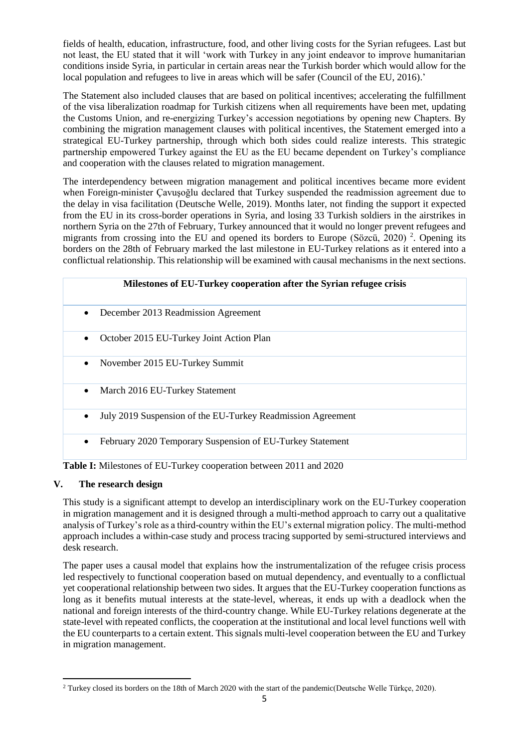fields of health, education, infrastructure, food, and other living costs for the Syrian refugees. Last but not least, the EU stated that it will 'work with Turkey in any joint endeavor to improve humanitarian conditions inside Syria, in particular in certain areas near the Turkish border which would allow for the local population and refugees to live in areas which will be safer (Council of the EU, 2016).'

The Statement also included clauses that are based on political incentives; accelerating the fulfillment of the visa liberalization roadmap for Turkish citizens when all requirements have been met, updating the Customs Union, and re-energizing Turkey's accession negotiations by opening new Chapters. By combining the migration management clauses with political incentives, the Statement emerged into a strategical EU-Turkey partnership, through which both sides could realize interests. This strategic partnership empowered Turkey against the EU as the EU became dependent on Turkey's compliance and cooperation with the clauses related to migration management.

The interdependency between migration management and political incentives became more evident when Foreign-minister Çavuşoğlu declared that Turkey suspended the readmission agreement due to the delay in visa facilitation (Deutsche Welle, 2019). Months later, not finding the support it expected from the EU in its cross-border operations in Syria, and losing 33 Turkish soldiers in the airstrikes in northern Syria on the 27th of February, Turkey announced that it would no longer prevent refugees and migrants from crossing into the EU and opened its borders to Europe (Sözcü, 2020) [2]. Opening its borders on the 28th of February marked the last milestone in EU-Turkey relations as it entered into a conflictual relationship. This relationship will be examined with causal mechanisms in the next sections.

| **Milestones of EU-Turkey cooperation after the Syrian refugee crisis** |
|---|
| • December 2013 Readmission Agreement |
| • October 2015 EU-Turkey Joint Action Plan |
| • November 2015 EU-Turkey Summit |
| • March 2016 EU-Turkey Statement |
| • July 2019 Suspension of the EU-Turkey Readmission Agreement |
| • February 2020 Temporary Suspension of EU-Turkey Statement |

**Table I:** Milestones of EU-Turkey cooperation between 2011 and 2020

## V. The research design

This study is a significant attempt to develop an interdisciplinary work on the EU-Turkey cooperation in migration management and it is designed through a multi-method approach to carry out a qualitative analysis of Turkey's role as a third-country within the EU's external migration policy. The multi-method approach includes a within-case study and process tracing supported by semi-structured interviews and desk research.

The paper uses a causal model that explains how the instrumentalization of the refugee crisis process led respectively to functional cooperation based on mutual dependency, and eventually to a conflictual yet cooperational relationship between two sides. It argues that the EU-Turkey cooperation functions as long as it benefits mutual interests at the state-level, whereas, it ends up with a deadlock when the national and foreign interests of the third-country change. While EU-Turkey relations degenerate at the state-level with repeated conflicts, the cooperation at the institutional and local level functions well with the EU counterparts to a certain extent. This signals multi-level cooperation between the EU and Turkey in migration management.

[2] Turkey closed its borders on the 18th of March 2020 with the start of the pandemic(Deutsche Welle Türkçe, 2020).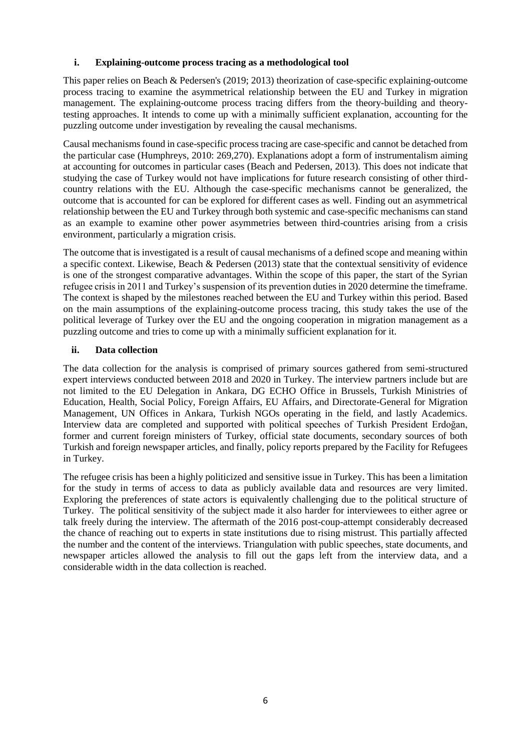### i. Explaining-outcome process tracing as a methodological tool

This paper relies on Beach & Pedersen's (2019; 2013) theorization of case-specific explaining-outcome process tracing to examine the asymmetrical relationship between the EU and Turkey in migration management. The explaining-outcome process tracing differs from the theory-building and theory-testing approaches. It intends to come up with a minimally sufficient explanation, accounting for the puzzling outcome under investigation by revealing the causal mechanisms.

Causal mechanisms found in case-specific process tracing are case-specific and cannot be detached from the particular case (Humphreys, 2010: 269,270). Explanations adopt a form of instrumentalism aiming at accounting for outcomes in particular cases (Beach and Pedersen, 2013). This does not indicate that studying the case of Turkey would not have implications for future research consisting of other third-country relations with the EU. Although the case-specific mechanisms cannot be generalized, the outcome that is accounted for can be explored for different cases as well. Finding out an asymmetrical relationship between the EU and Turkey through both systemic and case-specific mechanisms can stand as an example to examine other power asymmetries between third-countries arising from a crisis environment, particularly a migration crisis.

The outcome that is investigated is a result of causal mechanisms of a defined scope and meaning within a specific context. Likewise, Beach & Pedersen (2013) state that the contextual sensitivity of evidence is one of the strongest comparative advantages. Within the scope of this paper, the start of the Syrian refugee crisis in 2011 and Turkey's suspension of its prevention duties in 2020 determine the timeframe. The context is shaped by the milestones reached between the EU and Turkey within this period. Based on the main assumptions of the explaining-outcome process tracing, this study takes the use of the political leverage of Turkey over the EU and the ongoing cooperation in migration management as a puzzling outcome and tries to come up with a minimally sufficient explanation for it.

### ii. Data collection

The data collection for the analysis is comprised of primary sources gathered from semi-structured expert interviews conducted between 2018 and 2020 in Turkey. The interview partners include but are not limited to the EU Delegation in Ankara, DG ECHO Office in Brussels, Turkish Ministries of Education, Health, Social Policy, Foreign Affairs, EU Affairs, and Directorate-General for Migration Management, UN Offices in Ankara, Turkish NGOs operating in the field, and lastly Academics. Interview data are completed and supported with political speeches of Turkish President Erdoğan, former and current foreign ministers of Turkey, official state documents, secondary sources of both Turkish and foreign newspaper articles, and finally, policy reports prepared by the Facility for Refugees in Turkey.

The refugee crisis has been a highly politicized and sensitive issue in Turkey. This has been a limitation for the study in terms of access to data as publicly available data and resources are very limited. Exploring the preferences of state actors is equivalently challenging due to the political structure of Turkey. The political sensitivity of the subject made it also harder for interviewees to either agree or talk freely during the interview. The aftermath of the 2016 post-coup-attempt considerably decreased the chance of reaching out to experts in state institutions due to rising mistrust. This partially affected the number and the content of the interviews. Triangulation with public speeches, state documents, and newspaper articles allowed the analysis to fill out the gaps left from the interview data, and a considerable width in the data collection is reached.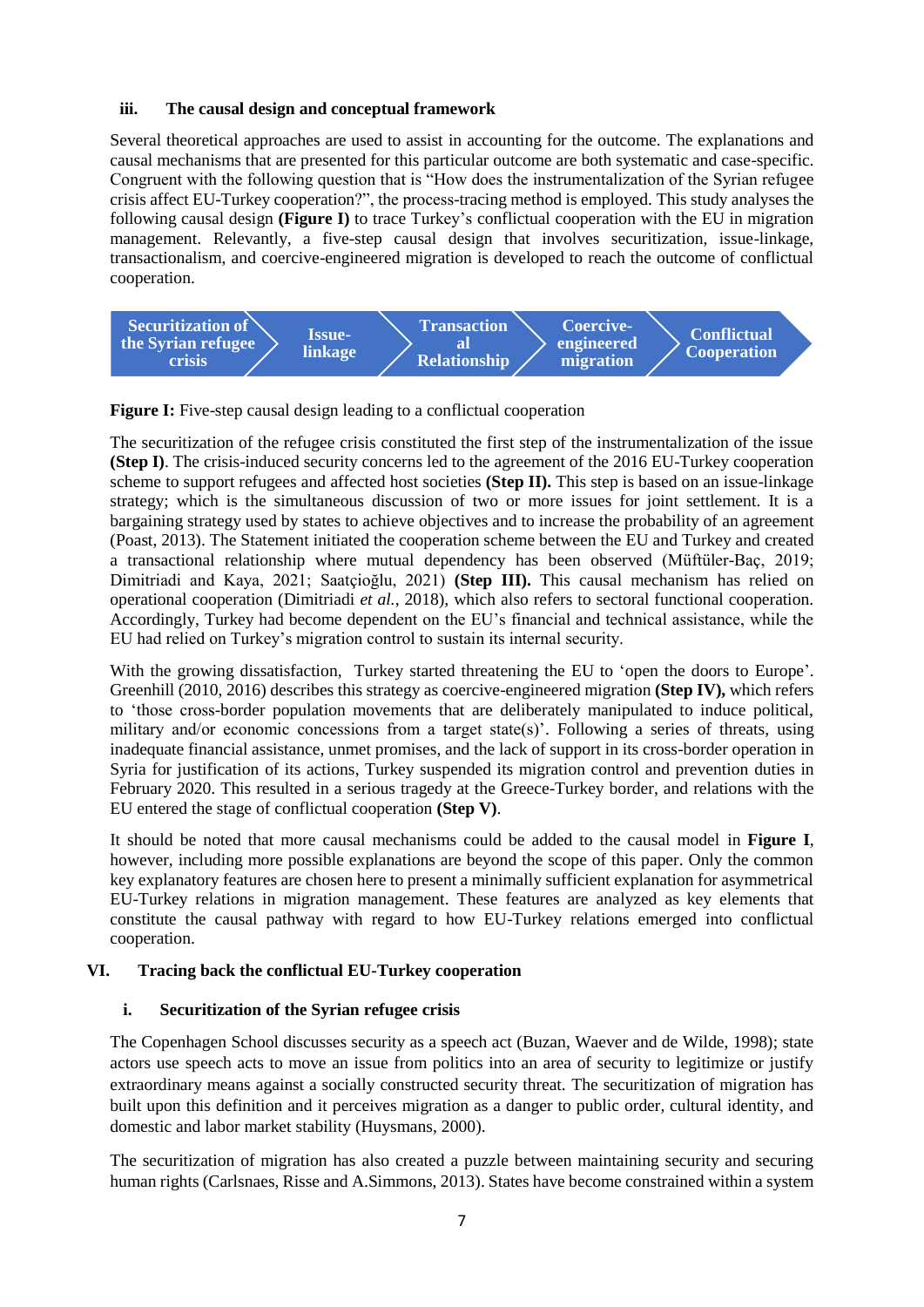### iii. The causal design and conceptual framework

Several theoretical approaches are used to assist in accounting for the outcome. The explanations and causal mechanisms that are presented for this particular outcome are both systematic and case-specific. Congruent with the following question that is "How does the instrumentalization of the Syrian refugee crisis affect EU-Turkey cooperation?", the process-tracing method is employed. This study analyses the following causal design **(Figure I)** to trace Turkey's conflictual cooperation with the EU in migration management. Relevantly, a five-step causal design that involves securitization, issue-linkage, transactionalism, and coercive-engineered migration is developed to reach the outcome of conflictual cooperation.

**Securitization of the Syrian refugee crisis** → **Issue-linkage** → **Transactional Relationship** → **Coercive-engineered migration** → **Conflictual Cooperation**

**Figure I:** Five-step causal design leading to a conflictual cooperation

The securitization of the refugee crisis constituted the first step of the instrumentalization of the issue **(Step I)**. The crisis-induced security concerns led to the agreement of the 2016 EU-Turkey cooperation scheme to support refugees and affected host societies **(Step II).** This step is based on an issue-linkage strategy; which is the simultaneous discussion of two or more issues for joint settlement. It is a bargaining strategy used by states to achieve objectives and to increase the probability of an agreement (Poast, 2013). The Statement initiated the cooperation scheme between the EU and Turkey and created a transactional relationship where mutual dependency has been observed (Müftüler-Baç, 2019; Dimitriadi and Kaya, 2021; Saatçioğlu, 2021) **(Step III).** This causal mechanism has relied on operational cooperation (Dimitriadi *et al.*, 2018), which also refers to sectoral functional cooperation. Accordingly, Turkey had become dependent on the EU's financial and technical assistance, while the EU had relied on Turkey's migration control to sustain its internal security.

With the growing dissatisfaction, Turkey started threatening the EU to 'open the doors to Europe'. Greenhill (2010, 2016) describes this strategy as coercive-engineered migration **(Step IV),** which refers to 'those cross-border population movements that are deliberately manipulated to induce political, military and/or economic concessions from a target state(s)'. Following a series of threats, using inadequate financial assistance, unmet promises, and the lack of support in its cross-border operation in Syria for justification of its actions, Turkey suspended its migration control and prevention duties in February 2020. This resulted in a serious tragedy at the Greece-Turkey border, and relations with the EU entered the stage of conflictual cooperation **(Step V)**.

It should be noted that more causal mechanisms could be added to the causal model in **Figure I**, however, including more possible explanations are beyond the scope of this paper. Only the common key explanatory features are chosen here to present a minimally sufficient explanation for asymmetrical EU-Turkey relations in migration management. These features are analyzed as key elements that constitute the causal pathway with regard to how EU-Turkey relations emerged into conflictual cooperation.

## VI. Tracing back the conflictual EU-Turkey cooperation

### i. Securitization of the Syrian refugee crisis

The Copenhagen School discusses security as a speech act (Buzan, Waever and de Wilde, 1998); state actors use speech acts to move an issue from politics into an area of security to legitimize or justify extraordinary means against a socially constructed security threat. The securitization of migration has built upon this definition and it perceives migration as a danger to public order, cultural identity, and domestic and labor market stability (Huysmans, 2000).

The securitization of migration has also created a puzzle between maintaining security and securing human rights (Carlsnaes, Risse and A.Simmons, 2013). States have become constrained within a system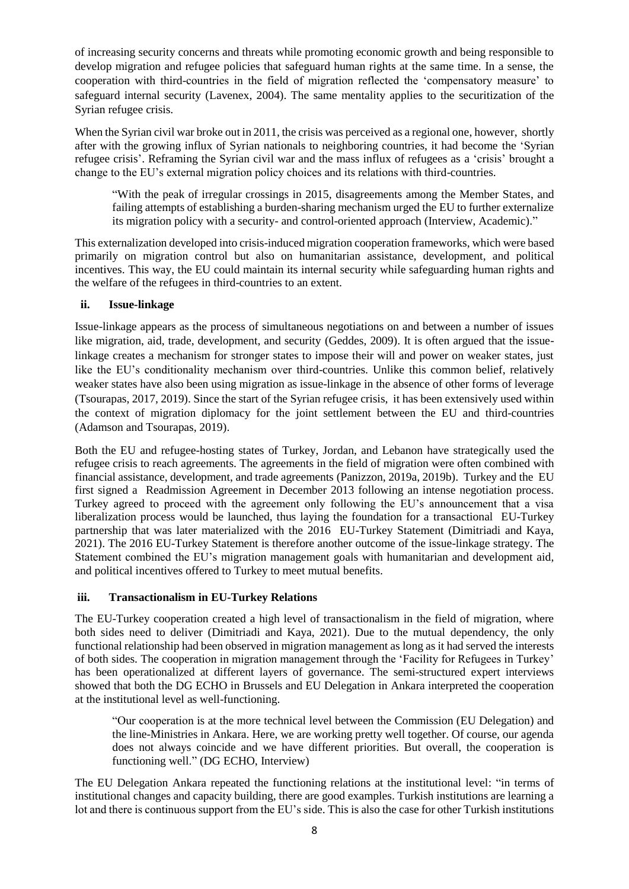of increasing security concerns and threats while promoting economic growth and being responsible to develop migration and refugee policies that safeguard human rights at the same time. In a sense, the cooperation with third-countries in the field of migration reflected the 'compensatory measure' to safeguard internal security (Lavenex, 2004). The same mentality applies to the securitization of the Syrian refugee crisis.

When the Syrian civil war broke out in 2011, the crisis was perceived as a regional one, however, shortly after with the growing influx of Syrian nationals to neighboring countries, it had become the 'Syrian refugee crisis'. Reframing the Syrian civil war and the mass influx of refugees as a 'crisis' brought a change to the EU's external migration policy choices and its relations with third-countries.

> "With the peak of irregular crossings in 2015, disagreements among the Member States, and failing attempts of establishing a burden-sharing mechanism urged the EU to further externalize its migration policy with a security- and control-oriented approach (Interview, Academic)."

This externalization developed into crisis-induced migration cooperation frameworks, which were based primarily on migration control but also on humanitarian assistance, development, and political incentives. This way, the EU could maintain its internal security while safeguarding human rights and the welfare of the refugees in third-countries to an extent.

### ii. Issue-linkage

Issue-linkage appears as the process of simultaneous negotiations on and between a number of issues like migration, aid, trade, development, and security (Geddes, 2009). It is often argued that the issue-linkage creates a mechanism for stronger states to impose their will and power on weaker states, just like the EU's conditionality mechanism over third-countries. Unlike this common belief, relatively weaker states have also been using migration as issue-linkage in the absence of other forms of leverage (Tsourapas, 2017, 2019). Since the start of the Syrian refugee crisis, it has been extensively used within the context of migration diplomacy for the joint settlement between the EU and third-countries (Adamson and Tsourapas, 2019).

Both the EU and refugee-hosting states of Turkey, Jordan, and Lebanon have strategically used the refugee crisis to reach agreements. The agreements in the field of migration were often combined with financial assistance, development, and trade agreements (Panizzon, 2019a, 2019b). Turkey and the EU first signed a Readmission Agreement in December 2013 following an intense negotiation process. Turkey agreed to proceed with the agreement only following the EU's announcement that a visa liberalization process would be launched, thus laying the foundation for a transactional EU-Turkey partnership that was later materialized with the 2016 EU-Turkey Statement (Dimitriadi and Kaya, 2021). The 2016 EU-Turkey Statement is therefore another outcome of the issue-linkage strategy. The Statement combined the EU's migration management goals with humanitarian and development aid, and political incentives offered to Turkey to meet mutual benefits.

### iii. Transactionalism in EU-Turkey Relations

The EU-Turkey cooperation created a high level of transactionalism in the field of migration, where both sides need to deliver (Dimitriadi and Kaya, 2021). Due to the mutual dependency, the only functional relationship had been observed in migration management as long as it had served the interests of both sides. The cooperation in migration management through the 'Facility for Refugees in Turkey' has been operationalized at different layers of governance. The semi-structured expert interviews showed that both the DG ECHO in Brussels and EU Delegation in Ankara interpreted the cooperation at the institutional level as well-functioning.

> "Our cooperation is at the more technical level between the Commission (EU Delegation) and the line-Ministries in Ankara. Here, we are working pretty well together. Of course, our agenda does not always coincide and we have different priorities. But overall, the cooperation is functioning well." (DG ECHO, Interview)

The EU Delegation Ankara repeated the functioning relations at the institutional level: "in terms of institutional changes and capacity building, there are good examples. Turkish institutions are learning a lot and there is continuous support from the EU's side. This is also the case for other Turkish institutions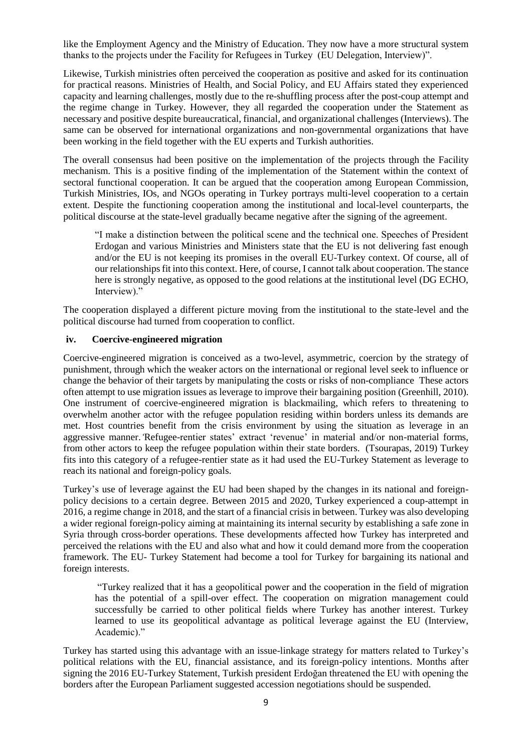like the Employment Agency and the Ministry of Education. They now have a more structural system thanks to the projects under the Facility for Refugees in Turkey (EU Delegation, Interview)".

Likewise, Turkish ministries often perceived the cooperation as positive and asked for its continuation for practical reasons. Ministries of Health, and Social Policy, and EU Affairs stated they experienced capacity and learning challenges, mostly due to the re-shuffling process after the post-coup attempt and the regime change in Turkey. However, they all regarded the cooperation under the Statement as necessary and positive despite bureaucratical, financial, and organizational challenges (Interviews). The same can be observed for international organizations and non-governmental organizations that have been working in the field together with the EU experts and Turkish authorities.

The overall consensus had been positive on the implementation of the projects through the Facility mechanism. This is a positive finding of the implementation of the Statement within the context of sectoral functional cooperation. It can be argued that the cooperation among European Commission, Turkish Ministries, IOs, and NGOs operating in Turkey portrays multi-level cooperation to a certain extent. Despite the functioning cooperation among the institutional and local-level counterparts, the political discourse at the state-level gradually became negative after the signing of the agreement.

> "I make a distinction between the political scene and the technical one. Speeches of President Erdogan and various Ministries and Ministers state that the EU is not delivering fast enough and/or the EU is not keeping its promises in the overall EU-Turkey context. Of course, all of our relationships fit into this context. Here, of course, I cannot talk about cooperation. The stance here is strongly negative, as opposed to the good relations at the institutional level (DG ECHO, Interview)."

The cooperation displayed a different picture moving from the institutional to the state-level and the political discourse had turned from cooperation to conflict.

### iv. Coercive-engineered migration

Coercive-engineered migration is conceived as a two-level, asymmetric, coercion by the strategy of punishment, through which the weaker actors on the international or regional level seek to influence or change the behavior of their targets by manipulating the costs or risks of non-compliance These actors often attempt to use migration issues as leverage to improve their bargaining position (Greenhill, 2010). One instrument of coercive-engineered migration is blackmailing, which refers to threatening to overwhelm another actor with the refugee population residing within borders unless its demands are met. Host countries benefit from the crisis environment by using the situation as leverage in an aggressive manner. 'Refugee-rentier states' extract 'revenue' in material and/or non-material forms, from other actors to keep the refugee population within their state borders. (Tsourapas, 2019) Turkey fits into this category of a refugee-rentier state as it had used the EU-Turkey Statement as leverage to reach its national and foreign-policy goals.

Turkey's use of leverage against the EU had been shaped by the changes in its national and foreign-policy decisions to a certain degree. Between 2015 and 2020, Turkey experienced a coup-attempt in 2016, a regime change in 2018, and the start of a financial crisis in between. Turkey was also developing a wider regional foreign-policy aiming at maintaining its internal security by establishing a safe zone in Syria through cross-border operations. These developments affected how Turkey has interpreted and perceived the relations with the EU and also what and how it could demand more from the cooperation framework. The EU- Turkey Statement had become a tool for Turkey for bargaining its national and foreign interests.

> "Turkey realized that it has a geopolitical power and the cooperation in the field of migration has the potential of a spill-over effect. The cooperation on migration management could successfully be carried to other political fields where Turkey has another interest. Turkey learned to use its geopolitical advantage as political leverage against the EU (Interview, Academic)."

Turkey has started using this advantage with an issue-linkage strategy for matters related to Turkey's political relations with the EU, financial assistance, and its foreign-policy intentions. Months after signing the 2016 EU-Turkey Statement, Turkish president Erdoğan threatened the EU with opening the borders after the European Parliament suggested accession negotiations should be suspended.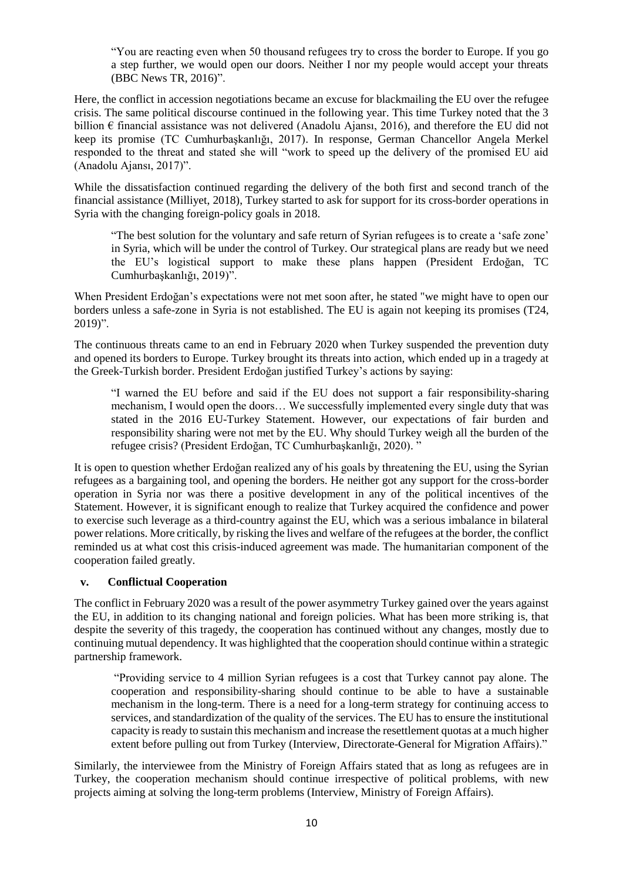> "You are reacting even when 50 thousand refugees try to cross the border to Europe. If you go a step further, we would open our doors. Neither I nor my people would accept your threats (BBC News TR, 2016)".

Here, the conflict in accession negotiations became an excuse for blackmailing the EU over the refugee crisis. The same political discourse continued in the following year. This time Turkey noted that the 3 billion € financial assistance was not delivered (Anadolu Ajansı, 2016), and therefore the EU did not keep its promise (TC Cumhurbaşkanlığı, 2017). In response, German Chancellor Angela Merkel responded to the threat and stated she will "work to speed up the delivery of the promised EU aid (Anadolu Ajansı, 2017)".

While the dissatisfaction continued regarding the delivery of the both first and second tranch of the financial assistance (Milliyet, 2018), Turkey started to ask for support for its cross-border operations in Syria with the changing foreign-policy goals in 2018.

> "The best solution for the voluntary and safe return of Syrian refugees is to create a 'safe zone' in Syria, which will be under the control of Turkey. Our strategical plans are ready but we need the EU's logistical support to make these plans happen (President Erdoğan, TC Cumhurbaşkanlığı, 2019)".

When President Erdoğan's expectations were not met soon after, he stated "we might have to open our borders unless a safe-zone in Syria is not established. The EU is again not keeping its promises (T24, 2019)".

The continuous threats came to an end in February 2020 when Turkey suspended the prevention duty and opened its borders to Europe. Turkey brought its threats into action, which ended up in a tragedy at the Greek-Turkish border. President Erdoğan justified Turkey's actions by saying:

> "I warned the EU before and said if the EU does not support a fair responsibility-sharing mechanism, I would open the doors… We successfully implemented every single duty that was stated in the 2016 EU-Turkey Statement. However, our expectations of fair burden and responsibility sharing were not met by the EU. Why should Turkey weigh all the burden of the refugee crisis? (President Erdoğan, TC Cumhurbaşkanlığı, 2020). "

It is open to question whether Erdoğan realized any of his goals by threatening the EU, using the Syrian refugees as a bargaining tool, and opening the borders. He neither got any support for the cross-border operation in Syria nor was there a positive development in any of the political incentives of the Statement. However, it is significant enough to realize that Turkey acquired the confidence and power to exercise such leverage as a third-country against the EU, which was a serious imbalance in bilateral power relations. More critically, by risking the lives and welfare of the refugees at the border, the conflict reminded us at what cost this crisis-induced agreement was made. The humanitarian component of the cooperation failed greatly.

### v. Conflictual Cooperation

The conflict in February 2020 was a result of the power asymmetry Turkey gained over the years against the EU, in addition to its changing national and foreign policies. What has been more striking is, that despite the severity of this tragedy, the cooperation has continued without any changes, mostly due to continuing mutual dependency. It was highlighted that the cooperation should continue within a strategic partnership framework.

> "Providing service to 4 million Syrian refugees is a cost that Turkey cannot pay alone. The cooperation and responsibility-sharing should continue to be able to have a sustainable mechanism in the long-term. There is a need for a long-term strategy for continuing access to services, and standardization of the quality of the services. The EU has to ensure the institutional capacity is ready to sustain this mechanism and increase the resettlement quotas at a much higher extent before pulling out from Turkey (Interview, Directorate-General for Migration Affairs)."

Similarly, the interviewee from the Ministry of Foreign Affairs stated that as long as refugees are in Turkey, the cooperation mechanism should continue irrespective of political problems, with new projects aiming at solving the long-term problems (Interview, Ministry of Foreign Affairs).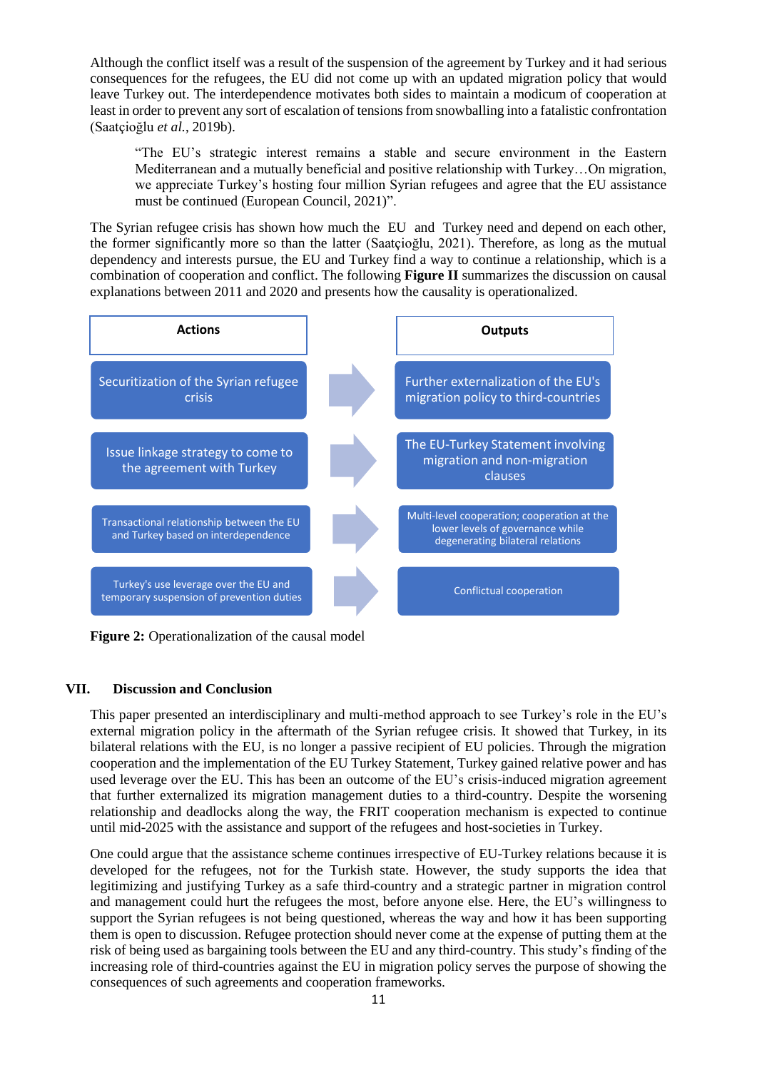Although the conflict itself was a result of the suspension of the agreement by Turkey and it had serious consequences for the refugees, the EU did not come up with an updated migration policy that would leave Turkey out. The interdependence motivates both sides to maintain a modicum of cooperation at least in order to prevent any sort of escalation of tensions from snowballing into a fatalistic confrontation (Saatçioğlu *et al.*, 2019b).

> "The EU's strategic interest remains a stable and secure environment in the Eastern Mediterranean and a mutually beneficial and positive relationship with Turkey…On migration, we appreciate Turkey's hosting four million Syrian refugees and agree that the EU assistance must be continued (European Council, 2021)".

The Syrian refugee crisis has shown how much the EU and Turkey need and depend on each other, the former significantly more so than the latter (Saatçioğlu, 2021). Therefore, as long as the mutual dependency and interests pursue, the EU and Turkey find a way to continue a relationship, which is a combination of cooperation and conflict. The following **Figure II** summarizes the discussion on causal explanations between 2011 and 2020 and presents how the causality is operationalized.

Actions

Outputs

Securitization of the Syrian refugee crisis

Further externalization of the EU's migration policy to third-countries

Issue linkage strategy to come to the agreement with Turkey

The EU-Turkey Statement involving migration and non-migration clauses

Transactional relationship between the EU and Turkey based on interdependence

Multi-level cooperation; cooperation at the lower levels of governance while degenerating bilateral relations

Turkey's use leverage over the EU and temporary suspension of prevention duties

Conflictual cooperation

**Figure 2:** Operationalization of the causal model

## VII. Discussion and Conclusion

This paper presented an interdisciplinary and multi-method approach to see Turkey's role in the EU's external migration policy in the aftermath of the Syrian refugee crisis. It showed that Turkey, in its bilateral relations with the EU, is no longer a passive recipient of EU policies. Through the migration cooperation and the implementation of the EU Turkey Statement, Turkey gained relative power and has used leverage over the EU. This has been an outcome of the EU's crisis-induced migration agreement that further externalized its migration management duties to a third-country. Despite the worsening relationship and deadlocks along the way, the FRIT cooperation mechanism is expected to continue until mid-2025 with the assistance and support of the refugees and host-societies in Turkey.

One could argue that the assistance scheme continues irrespective of EU-Turkey relations because it is developed for the refugees, not for the Turkish state. However, the study supports the idea that legitimizing and justifying Turkey as a safe third-country and a strategic partner in migration control and management could hurt the refugees the most, before anyone else. Here, the EU's willingness to support the Syrian refugees is not being questioned, whereas the way and how it has been supporting them is open to discussion. Refugee protection should never come at the expense of putting them at the risk of being used as bargaining tools between the EU and any third-country. This study's finding of the increasing role of third-countries against the EU in migration policy serves the purpose of showing the consequences of such agreements and cooperation frameworks.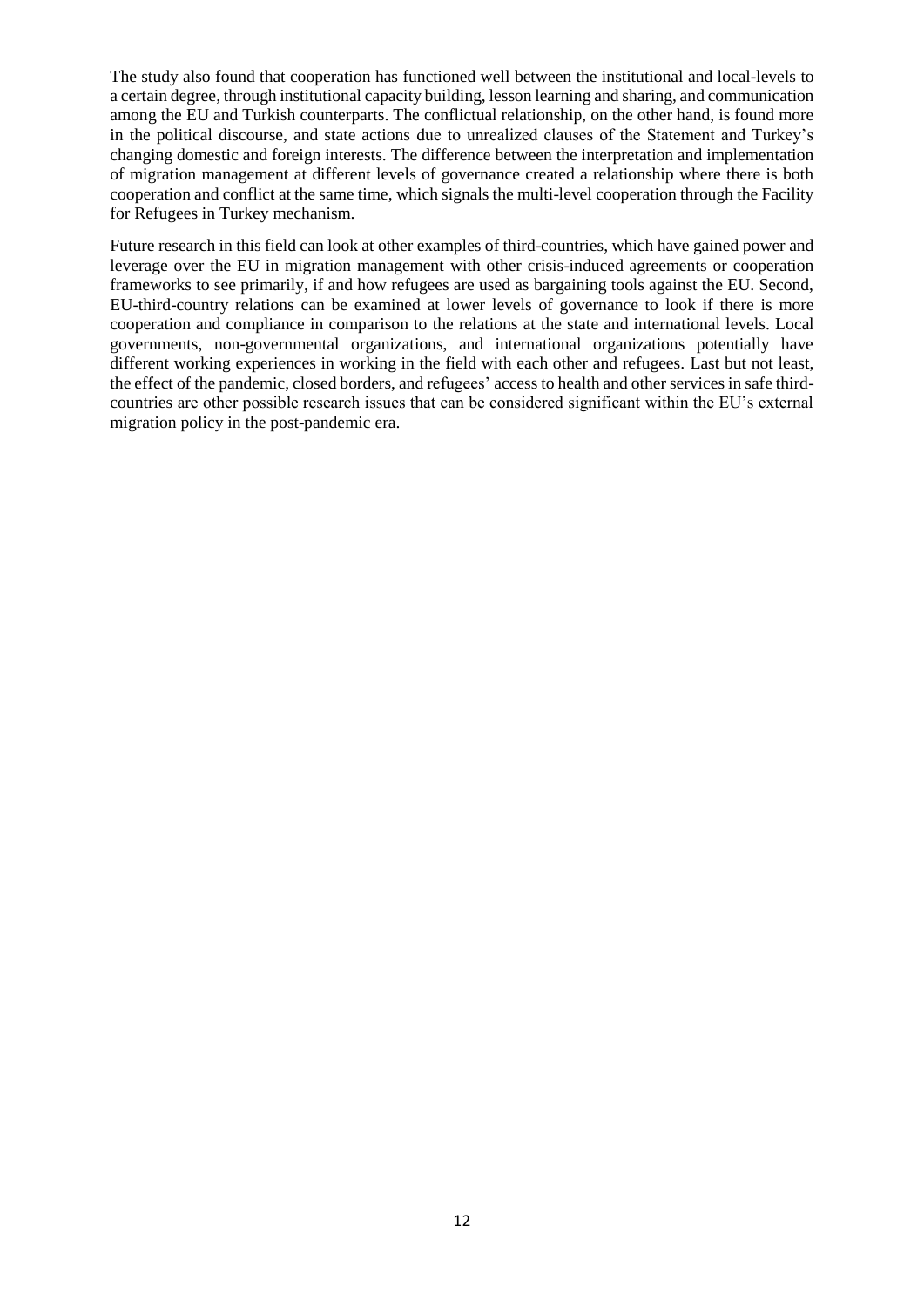The study also found that cooperation has functioned well between the institutional and local-levels to a certain degree, through institutional capacity building, lesson learning and sharing, and communication among the EU and Turkish counterparts. The conflictual relationship, on the other hand, is found more in the political discourse, and state actions due to unrealized clauses of the Statement and Turkey's changing domestic and foreign interests. The difference between the interpretation and implementation of migration management at different levels of governance created a relationship where there is both cooperation and conflict at the same time, which signals the multi-level cooperation through the Facility for Refugees in Turkey mechanism.

Future research in this field can look at other examples of third-countries, which have gained power and leverage over the EU in migration management with other crisis-induced agreements or cooperation frameworks to see primarily, if and how refugees are used as bargaining tools against the EU. Second, EU-third-country relations can be examined at lower levels of governance to look if there is more cooperation and compliance in comparison to the relations at the state and international levels. Local governments, non-governmental organizations, and international organizations potentially have different working experiences in working in the field with each other and refugees. Last but not least, the effect of the pandemic, closed borders, and refugees' access to health and other services in safe third-countries are other possible research issues that can be considered significant within the EU's external migration policy in the post-pandemic era.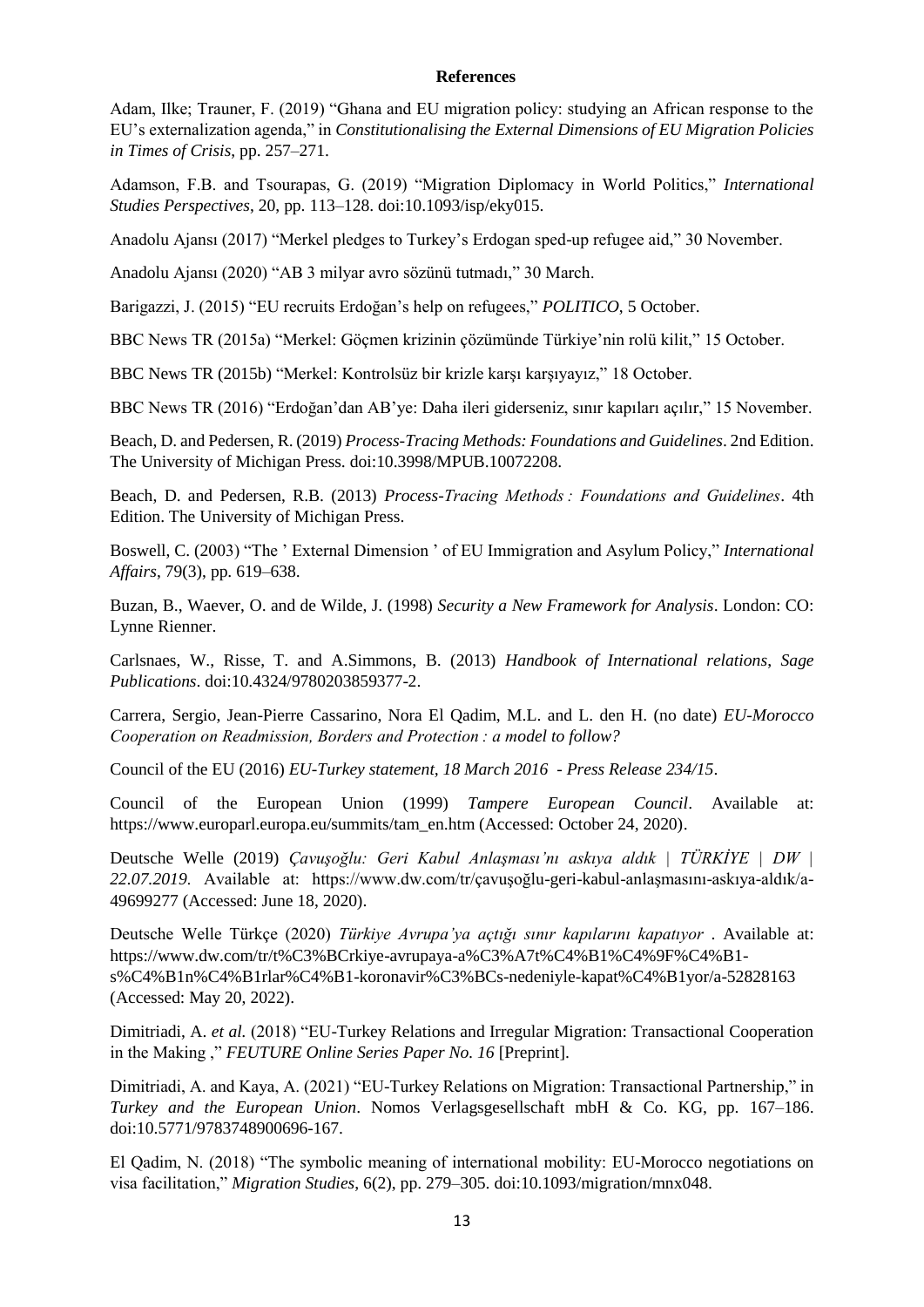**References**

Adam, Ilke; Trauner, F. (2019) "Ghana and EU migration policy: studying an African response to the EU's externalization agenda," in *Constitutionalising the External Dimensions of EU Migration Policies in Times of Crisis*, pp. 257–271.

Adamson, F.B. and Tsourapas, G. (2019) "Migration Diplomacy in World Politics," *International Studies Perspectives*, 20, pp. 113–128. doi:10.1093/isp/eky015.

Anadolu Ajansı (2017) "Merkel pledges to Turkey's Erdogan sped-up refugee aid," 30 November.

Anadolu Ajansı (2020) "AB 3 milyar avro sözünü tutmadı," 30 March.

Barigazzi, J. (2015) "EU recruits Erdoğan's help on refugees," *POLITICO*, 5 October.

BBC News TR (2015a) "Merkel: Göçmen krizinin çözümünde Türkiye'nin rolü kilit," 15 October.

BBC News TR (2015b) "Merkel: Kontrolsüz bir krizle karşı karşıyayız," 18 October.

BBC News TR (2016) "Erdoğan'dan AB'ye: Daha ileri giderseniz, sınır kapıları açılır," 15 November.

Beach, D. and Pedersen, R. (2019) *Process-Tracing Methods: Foundations and Guidelines*. 2nd Edition. The University of Michigan Press. doi:10.3998/MPUB.10072208.

Beach, D. and Pedersen, R.B. (2013) *Process-Tracing Methods : Foundations and Guidelines*. 4th Edition. The University of Michigan Press.

Boswell, C. (2003) "The ' External Dimension ' of EU Immigration and Asylum Policy," *International Affairs*, 79(3), pp. 619–638.

Buzan, B., Waever, O. and de Wilde, J. (1998) *Security a New Framework for Analysis*. London: CO: Lynne Rienner.

Carlsnaes, W., Risse, T. and A.Simmons, B. (2013) *Handbook of International relations, Sage Publications*. doi:10.4324/9780203859377-2.

Carrera, Sergio, Jean-Pierre Cassarino, Nora El Qadim, M.L. and L. den H. (no date) *EU-Morocco Cooperation on Readmission, Borders and Protection : a model to follow?*

Council of the EU (2016) *EU-Turkey statement, 18 March 2016 - Press Release 234/15*.

Council of the European Union (1999) *Tampere European Council*. Available at: https://www.europarl.europa.eu/summits/tam_en.htm (Accessed: October 24, 2020).

Deutsche Welle (2019) *Çavuşoğlu: Geri Kabul Anlaşması'nı askıya aldık | TÜRKİYE | DW | 22.07.2019*. Available at: https://www.dw.com/tr/çavuşoğlu-geri-kabul-anlaşmasını-askıya-aldık/a-49699277 (Accessed: June 18, 2020).

Deutsche Welle Türkçe (2020) *Türkiye Avrupa'ya açtığı sınır kapılarını kapatıyor* . Available at: https://www.dw.com/tr/t%C3%BCrkiye-avrupaya-a%C3%A7t%C4%B1%C4%9F%C4%B1-s%C4%B1n%C4%B1rlar%C4%B1-koronavir%C3%BCs-nedeniyle-kapat%C4%B1yor/a-52828163 (Accessed: May 20, 2022).

Dimitriadi, A. *et al.* (2018) "EU-Turkey Relations and Irregular Migration: Transactional Cooperation in the Making ," *FEUTURE Online Series Paper No. 16* [Preprint].

Dimitriadi, A. and Kaya, A. (2021) "EU-Turkey Relations on Migration: Transactional Partnership," in *Turkey and the European Union*. Nomos Verlagsgesellschaft mbH & Co. KG, pp. 167–186. doi:10.5771/9783748900696-167.

El Qadim, N. (2018) "The symbolic meaning of international mobility: EU-Morocco negotiations on visa facilitation," *Migration Studies*, 6(2), pp. 279–305. doi:10.1093/migration/mnx048.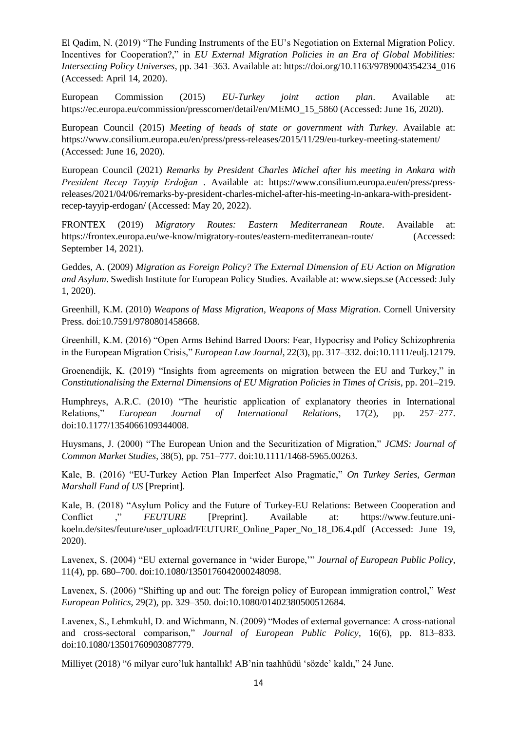El Qadim, N. (2019) "The Funding Instruments of the EU's Negotiation on External Migration Policy. Incentives for Cooperation?," in *EU External Migration Policies in an Era of Global Mobilities: Intersecting Policy Universes*, pp. 341–363. Available at: https://doi.org/10.1163/9789004354234_016 (Accessed: April 14, 2020).

European Commission (2015) *EU-Turkey joint action plan*. Available at: https://ec.europa.eu/commission/presscorner/detail/en/MEMO_15_5860 (Accessed: June 16, 2020).

European Council (2015) *Meeting of heads of state or government with Turkey*. Available at: https://www.consilium.europa.eu/en/press/press-releases/2015/11/29/eu-turkey-meeting-statement/ (Accessed: June 16, 2020).

European Council (2021) *Remarks by President Charles Michel after his meeting in Ankara with President Recep Tayyip Erdoğan* . Available at: https://www.consilium.europa.eu/en/press/press-releases/2021/04/06/remarks-by-president-charles-michel-after-his-meeting-in-ankara-with-president-recep-tayyip-erdogan/ (Accessed: May 20, 2022).

FRONTEX (2019) *Migratory Routes: Eastern Mediterranean Route*. Available at: https://frontex.europa.eu/we-know/migratory-routes/eastern-mediterranean-route/ (Accessed: September 14, 2021).

Geddes, A. (2009) *Migration as Foreign Policy? The External Dimension of EU Action on Migration and Asylum*. Swedish Institute for European Policy Studies. Available at: www.sieps.se (Accessed: July 1, 2020).

Greenhill, K.M. (2010) *Weapons of Mass Migration, Weapons of Mass Migration*. Cornell University Press. doi:10.7591/9780801458668.

Greenhill, K.M. (2016) "Open Arms Behind Barred Doors: Fear, Hypocrisy and Policy Schizophrenia in the European Migration Crisis," *European Law Journal*, 22(3), pp. 317–332. doi:10.1111/eulj.12179.

Groenendijk, K. (2019) "Insights from agreements on migration between the EU and Turkey," in *Constitutionalising the External Dimensions of EU Migration Policies in Times of Crisis*, pp. 201–219.

Humphreys, A.R.C. (2010) "The heuristic application of explanatory theories in International Relations," *European Journal of International Relations*, 17(2), pp. 257–277. doi:10.1177/1354066109344008.

Huysmans, J. (2000) "The European Union and the Securitization of Migration," *JCMS: Journal of Common Market Studies*, 38(5), pp. 751–777. doi:10.1111/1468-5965.00263.

Kale, B. (2016) "EU-Turkey Action Plan Imperfect Also Pragmatic," *On Turkey Series, German Marshall Fund of US* [Preprint].

Kale, B. (2018) "Asylum Policy and the Future of Turkey-EU Relations: Between Cooperation and Conflict ," *FEUTURE* [Preprint]. Available at: https://www.feuture.uni-koeln.de/sites/feuture/user_upload/FEUTURE_Online_Paper_No_18_D6.4.pdf (Accessed: June 19, 2020).

Lavenex, S. (2004) "EU external governance in 'wider Europe,'" *Journal of European Public Policy*, 11(4), pp. 680–700. doi:10.1080/1350176042000248098.

Lavenex, S. (2006) "Shifting up and out: The foreign policy of European immigration control," *West European Politics*, 29(2), pp. 329–350. doi:10.1080/01402380500512684.

Lavenex, S., Lehmkuhl, D. and Wichmann, N. (2009) "Modes of external governance: A cross-national and cross-sectoral comparison," *Journal of European Public Policy*, 16(6), pp. 813–833. doi:10.1080/13501760903087779.

Milliyet (2018) "6 milyar euro'luk hantallık! AB'nin taahhüdü 'sözde' kaldı," 24 June.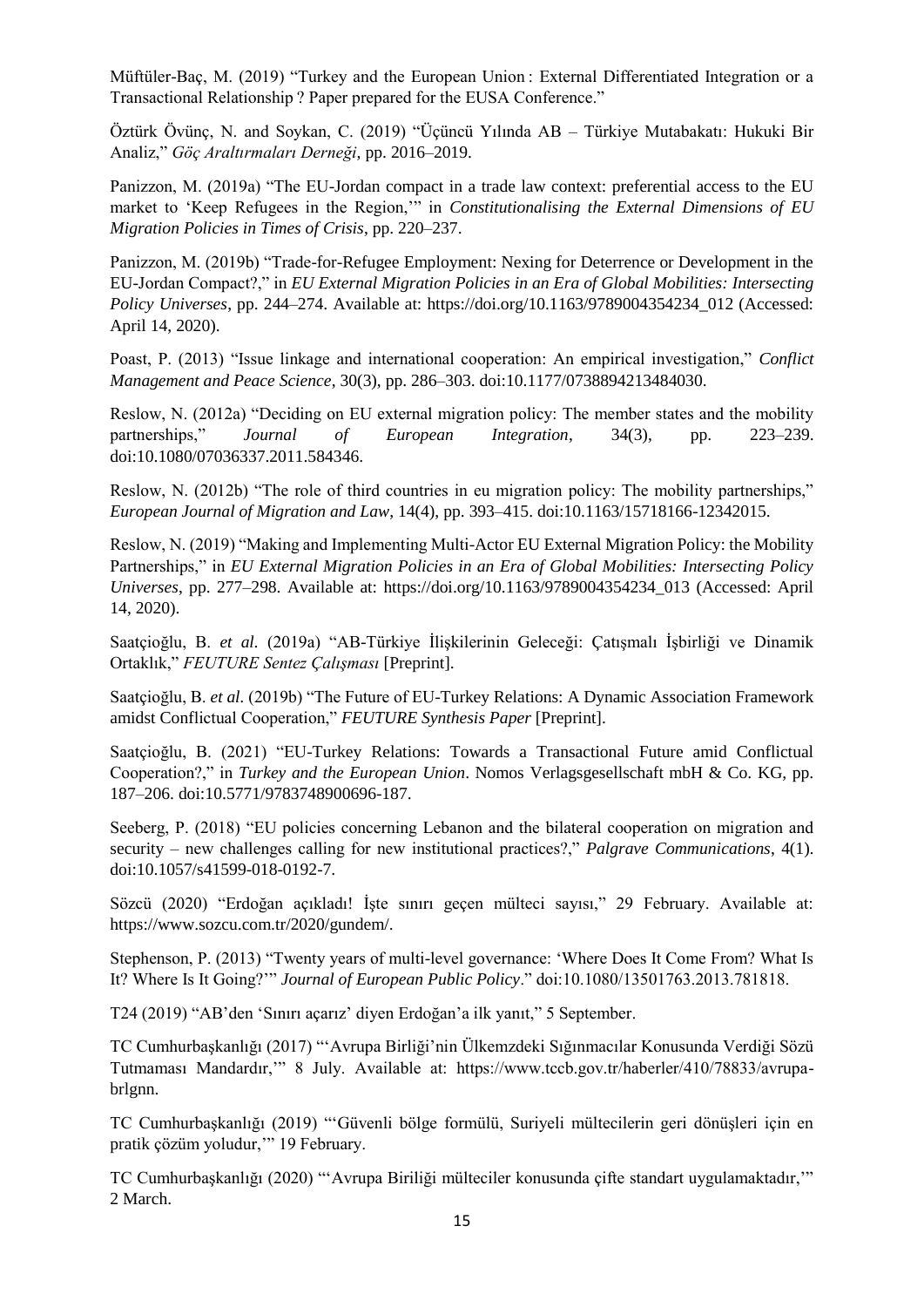Müftüler-Baç, M. (2019) "Turkey and the European Union : External Differentiated Integration or a Transactional Relationship ? Paper prepared for the EUSA Conference."

Öztürk Övünç, N. and Soykan, C. (2019) "Üçüncü Yılında AB – Türkiye Mutabakatı: Hukuki Bir Analiz," *Göç Araltırmaları Derneği*, pp. 2016–2019.

Panizzon, M. (2019a) "The EU-Jordan compact in a trade law context: preferential access to the EU market to 'Keep Refugees in the Region,'" in *Constitutionalising the External Dimensions of EU Migration Policies in Times of Crisis*, pp. 220–237.

Panizzon, M. (2019b) "Trade-for-Refugee Employment: Nexing for Deterrence or Development in the EU-Jordan Compact?," in *EU External Migration Policies in an Era of Global Mobilities: Intersecting Policy Universes*, pp. 244–274. Available at: https://doi.org/10.1163/9789004354234_012 (Accessed: April 14, 2020).

Poast, P. (2013) "Issue linkage and international cooperation: An empirical investigation," *Conflict Management and Peace Science*, 30(3), pp. 286–303. doi:10.1177/0738894213484030.

Reslow, N. (2012a) "Deciding on EU external migration policy: The member states and the mobility partnerships," *Journal of European Integration*, 34(3), pp. 223–239. doi:10.1080/07036337.2011.584346.

Reslow, N. (2012b) "The role of third countries in eu migration policy: The mobility partnerships," *European Journal of Migration and Law*, 14(4), pp. 393–415. doi:10.1163/15718166-12342015.

Reslow, N. (2019) "Making and Implementing Multi-Actor EU External Migration Policy: the Mobility Partnerships," in *EU External Migration Policies in an Era of Global Mobilities: Intersecting Policy Universes*, pp. 277–298. Available at: https://doi.org/10.1163/9789004354234_013 (Accessed: April 14, 2020).

Saatçioğlu, B. *et al.* (2019a) "AB-Türkiye İlişkilerinin Geleceği: Çatışmalı İşbirliği ve Dinamik Ortaklık," *FEUTURE Sentez Çalışması* [Preprint].

Saatçioğlu, B. *et al.* (2019b) "The Future of EU-Turkey Relations: A Dynamic Association Framework amidst Conflictual Cooperation," *FEUTURE Synthesis Paper* [Preprint].

Saatçioğlu, B. (2021) "EU-Turkey Relations: Towards a Transactional Future amid Conflictual Cooperation?," in *Turkey and the European Union*. Nomos Verlagsgesellschaft mbH & Co. KG, pp. 187–206. doi:10.5771/9783748900696-187.

Seeberg, P. (2018) "EU policies concerning Lebanon and the bilateral cooperation on migration and security – new challenges calling for new institutional practices?," *Palgrave Communications*, 4(1). doi:10.1057/s41599-018-0192-7.

Sözcü (2020) "Erdoğan açıkladı! İşte sınırı geçen mülteci sayısı," 29 February. Available at: https://www.sozcu.com.tr/2020/gundem/.

Stephenson, P. (2013) "Twenty years of multi-level governance: 'Where Does It Come From? What Is It? Where Is It Going?'" *Journal of European Public Policy*." doi:10.1080/13501763.2013.781818.

T24 (2019) "AB'den 'Sınırı açarız' diyen Erdoğan'a ilk yanıt," 5 September.

TC Cumhurbaşkanlığı (2017) "'Avrupa Birliği'nin Ülkemzdeki Sığınmacılar Konusunda Verdiği Sözü Tutmaması Mandardır,'" 8 July. Available at: https://www.tccb.gov.tr/haberler/410/78833/avrupa-brlgnn.

TC Cumhurbaşkanlığı (2019) "'Güvenli bölge formülü, Suriyeli mültecilerin geri dönüşleri için en pratik çözüm yoludur,'" 19 February.

TC Cumhurbaşkanlığı (2020) "'Avrupa Biriliği mülteciler konusunda çifte standart uygulamaktadır,'" 2 March.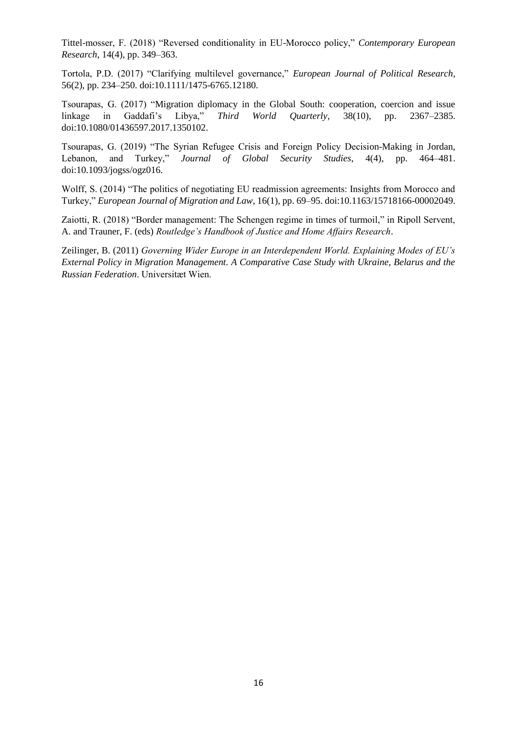Tittel-mosser, F. (2018) "Reversed conditionality in EU-Morocco policy," *Contemporary European Research*, 14(4), pp. 349–363.

Tortola, P.D. (2017) "Clarifying multilevel governance," *European Journal of Political Research*, 56(2), pp. 234–250. doi:10.1111/1475-6765.12180.

Tsourapas, G. (2017) "Migration diplomacy in the Global South: cooperation, coercion and issue linkage in Gaddafi's Libya," *Third World Quarterly*, 38(10), pp. 2367–2385. doi:10.1080/01436597.2017.1350102.

Tsourapas, G. (2019) "The Syrian Refugee Crisis and Foreign Policy Decision-Making in Jordan, Lebanon, and Turkey," *Journal of Global Security Studies*, 4(4), pp. 464–481. doi:10.1093/jogss/ogz016.

Wolff, S. (2014) "The politics of negotiating EU readmission agreements: Insights from Morocco and Turkey," *European Journal of Migration and Law*, 16(1), pp. 69–95. doi:10.1163/15718166-00002049.

Zaiotti, R. (2018) "Border management: The Schengen regime in times of turmoil," in Ripoll Servent, A. and Trauner, F. (eds) *Routledge's Handbook of Justice and Home Affairs Research*.

Zeilinger, B. (2011) *Governing Wider Europe in an Interdependent World. Explaining Modes of EU's External Policy in Migration Management. A Comparative Case Study with Ukraine, Belarus and the Russian Federation*. Universitæt Wien.